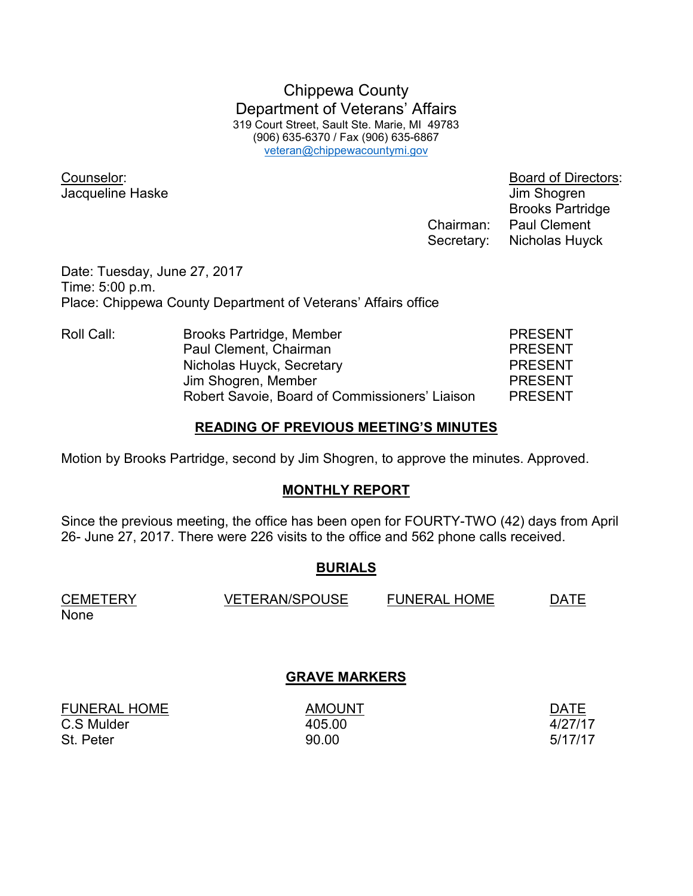# Chippewa County
## Department of Veterans' Affairs

319 Court Street, Sault Ste. Marie, MI 49783
(906) 635-6370 / Fax (906) 635-6867
veteran@chippewacountymi.gov

**Counselor:**
Jacqueline Haske

**Board of Directors:**
Jim Shogren
Brooks Partridge
Chairman: Paul Clement
Secretary: Nicholas Huyck

Date: Tuesday, June 27, 2017
Time: 5:00 p.m.
Place: Chippewa County Department of Veterans' Affairs office

| Roll Call: | | |
|---|---|---|
| | Brooks Partridge, Member | PRESENT |
| | Paul Clement, Chairman | PRESENT |
| | Nicholas Huyck, Secretary | PRESENT |
| | Jim Shogren, Member | PRESENT |
| | Robert Savoie, Board of Commissioners' Liaison | PRESENT |

## READING OF PREVIOUS MEETING'S MINUTES

Motion by Brooks Partridge, second by Jim Shogren, to approve the minutes. Approved.

## MONTHLY REPORT

Since the previous meeting, the office has been open for FOURTY-TWO (42) days from April 26- June 27, 2017. There were 226 visits to the office and 562 phone calls received.

## BURIALS

| CEMETERY | VETERAN/SPOUSE | FUNERAL HOME | DATE |
|---|---|---|---|
| None | | | |

## GRAVE MARKERS

| FUNERAL HOME | AMOUNT | DATE |
|---|---|---|
| C.S Mulder | 405.00 | 4/27/17 |
| St. Peter | 90.00 | 5/17/17 |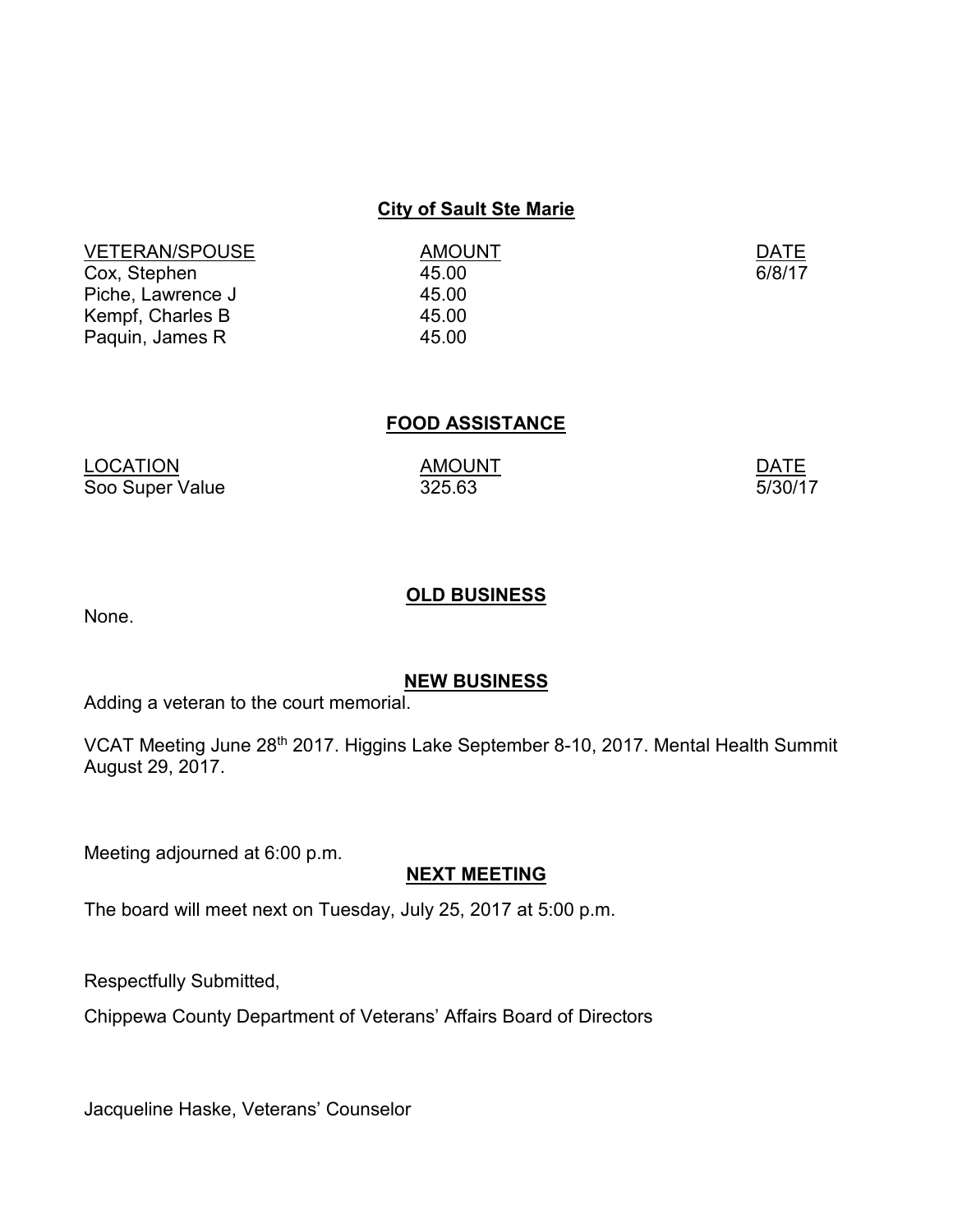**City of Sault Ste Marie**

| VETERAN/SPOUSE | AMOUNT | DATE |
|---|---|---|
| Cox, Stephen | 45.00 | 6/8/17 |
| Piche, Lawrence J | 45.00 | |
| Kempf, Charles B | 45.00 | |
| Paquin, James R | 45.00 | |

**FOOD ASSISTANCE**

| LOCATION | AMOUNT | DATE |
|---|---|---|
| Soo Super Value | 325.63 | 5/30/17 |

**OLD BUSINESS**

None.

**NEW BUSINESS**

Adding a veteran to the court memorial.

VCAT Meeting June 28th 2017. Higgins Lake September 8-10, 2017. Mental Health Summit August 29, 2017.

Meeting adjourned at 6:00 p.m.

**NEXT MEETING**

The board will meet next on Tuesday, July 25, 2017 at 5:00 p.m.

Respectfully Submitted,

Chippewa County Department of Veterans' Affairs Board of Directors

Jacqueline Haske, Veterans' Counselor